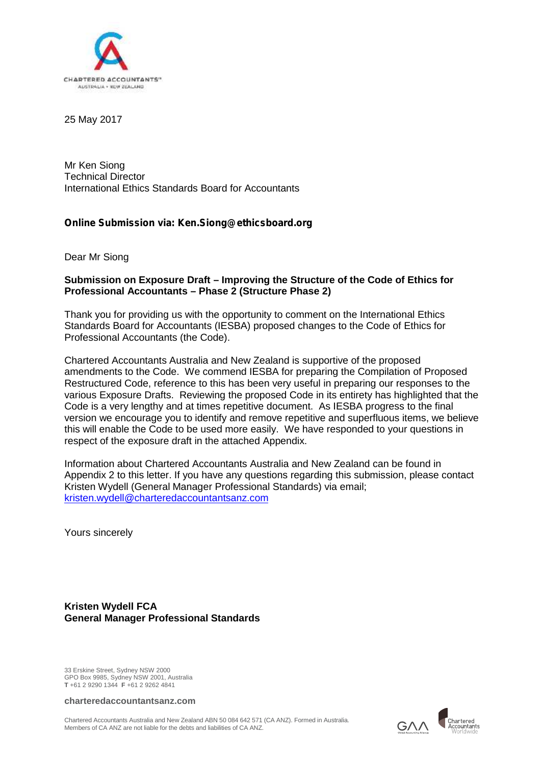25 May 2017

Mr Ken Siong
Technical Director
International Ethics Standards Board for Accountants

**Online Submission via: Ken.Siong@ethicsboard.org**

Dear Mr Siong

**Submission on Exposure Draft – Improving the Structure of the Code of Ethics for Professional Accountants – Phase 2 (Structure Phase 2)**

Thank you for providing us with the opportunity to comment on the International Ethics Standards Board for Accountants (IESBA) proposed changes to the Code of Ethics for Professional Accountants (the Code).

Chartered Accountants Australia and New Zealand is supportive of the proposed amendments to the Code. We commend IESBA for preparing the Compilation of Proposed Restructured Code, reference to this has been very useful in preparing our responses to the various Exposure Drafts. Reviewing the proposed Code in its entirety has highlighted that the Code is a very lengthy and at times repetitive document. As IESBA progress to the final version we encourage you to identify and remove repetitive and superfluous items, we believe this will enable the Code to be used more easily. We have responded to your questions in respect of the exposure draft in the attached Appendix.

Information about Chartered Accountants Australia and New Zealand can be found in Appendix 2 to this letter. If you have any questions regarding this submission, please contact Kristen Wydell (General Manager Professional Standards) via email; kristen.wydell@charteredaccountantsanz.com

Yours sincerely

**Kristen Wydell FCA**
**General Manager Professional Standards**

33 Erskine Street, Sydney NSW 2000
GPO Box 9985, Sydney NSW 2001, Australia
**T** +61 2 9290 1344 **F** +61 2 9262 4841

**charteredaccountantsanz.com**

Chartered Accountants Australia and New Zealand ABN 50 084 642 571 (CA ANZ). Formed in Australia.
Members of CA ANZ are not liable for the debts and liabilities of CA ANZ.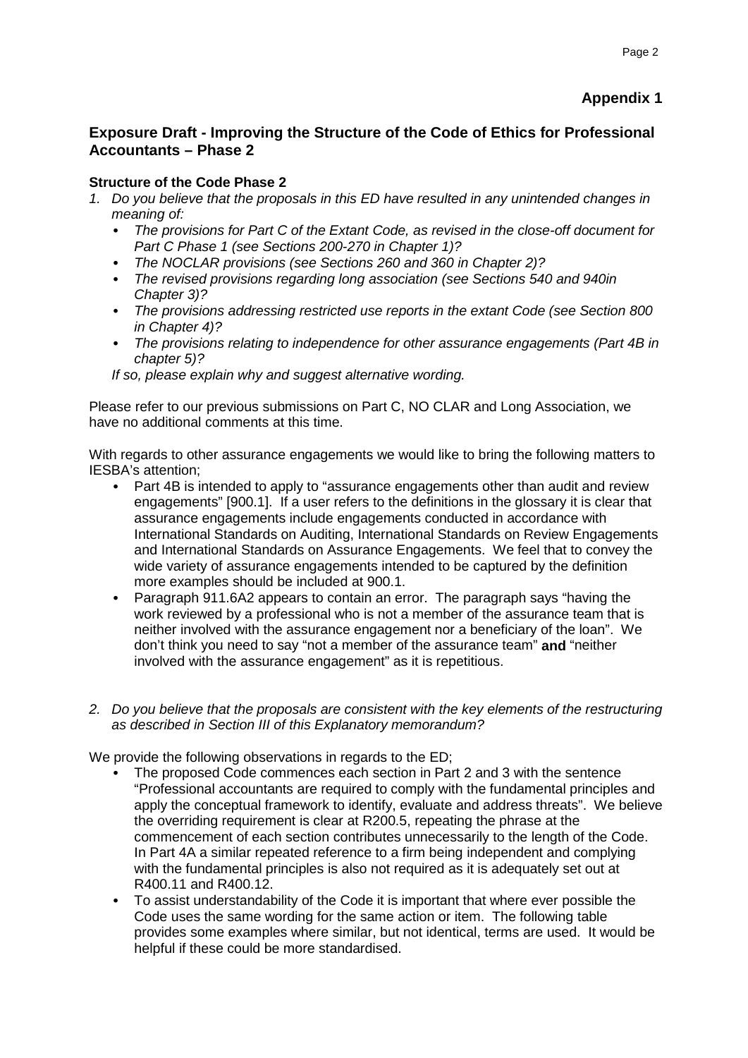**Appendix 1**

## Exposure Draft - Improving the Structure of the Code of Ethics for Professional Accountants – Phase 2

### Structure of the Code Phase 2

1. *Do you believe that the proposals in this ED have resulted in any unintended changes in meaning of:*
   - *The provisions for Part C of the Extant Code, as revised in the close-off document for Part C Phase 1 (see Sections 200-270 in Chapter 1)?*
   - *The NOCLAR provisions (see Sections 260 and 360 in Chapter 2)?*
   - *The revised provisions regarding long association (see Sections 540 and 940in Chapter 3)?*
   - *The provisions addressing restricted use reports in the extant Code (see Section 800 in Chapter 4)?*
   - *The provisions relating to independence for other assurance engagements (Part 4B in chapter 5)?*

   *If so, please explain why and suggest alternative wording.*

Please refer to our previous submissions on Part C, NO CLAR and Long Association, we have no additional comments at this time.

With regards to other assurance engagements we would like to bring the following matters to IESBA's attention;

- Part 4B is intended to apply to "assurance engagements other than audit and review engagements" [900.1]. If a user refers to the definitions in the glossary it is clear that assurance engagements include engagements conducted in accordance with International Standards on Auditing, International Standards on Review Engagements and International Standards on Assurance Engagements. We feel that to convey the wide variety of assurance engagements intended to be captured by the definition more examples should be included at 900.1.
- Paragraph 911.6A2 appears to contain an error. The paragraph says "having the work reviewed by a professional who is not a member of the assurance team that is neither involved with the assurance engagement nor a beneficiary of the loan". We don't think you need to say "not a member of the assurance team" **and** "neither involved with the assurance engagement" as it is repetitious.

2. *Do you believe that the proposals are consistent with the key elements of the restructuring as described in Section III of this Explanatory memorandum?*

We provide the following observations in regards to the ED;

- The proposed Code commences each section in Part 2 and 3 with the sentence "Professional accountants are required to comply with the fundamental principles and apply the conceptual framework to identify, evaluate and address threats". We believe the overriding requirement is clear at R200.5, repeating the phrase at the commencement of each section contributes unnecessarily to the length of the Code. In Part 4A a similar repeated reference to a firm being independent and complying with the fundamental principles is also not required as it is adequately set out at R400.11 and R400.12.
- To assist understandability of the Code it is important that where ever possible the Code uses the same wording for the same action or item. The following table provides some examples where similar, but not identical, terms are used. It would be helpful if these could be more standardised.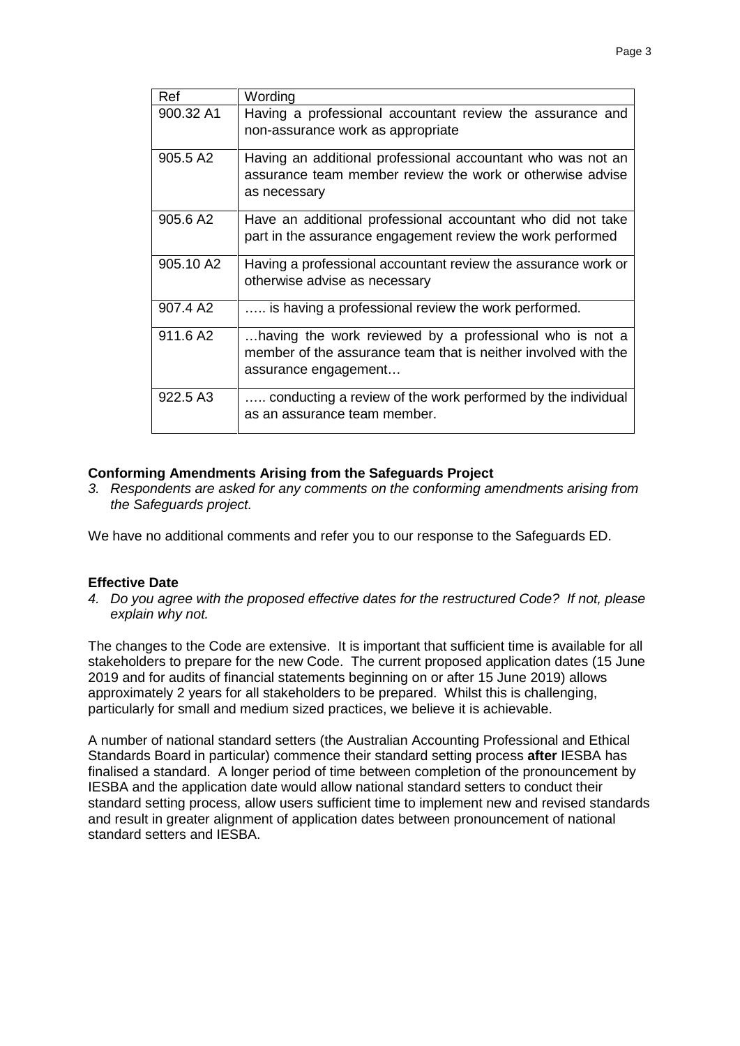| Ref | Wording |
|---|---|
| 900.32 A1 | Having a professional accountant review the assurance and non-assurance work as appropriate |
| 905.5 A2 | Having an additional professional accountant who was not an assurance team member review the work or otherwise advise as necessary |
| 905.6 A2 | Have an additional professional accountant who did not take part in the assurance engagement review the work performed |
| 905.10 A2 | Having a professional accountant review the assurance work or otherwise advise as necessary |
| 907.4 A2 | ….. is having a professional review the work performed. |
| 911.6 A2 | …having the work reviewed by a professional who is not a member of the assurance team that is neither involved with the assurance engagement… |
| 922.5 A3 | ….. conducting a review of the work performed by the individual as an assurance team member. |

**Conforming Amendments Arising from the Safeguards Project**

3. *Respondents are asked for any comments on the conforming amendments arising from the Safeguards project.*

We have no additional comments and refer you to our response to the Safeguards ED.

**Effective Date**

4. *Do you agree with the proposed effective dates for the restructured Code? If not, please explain why not.*

The changes to the Code are extensive. It is important that sufficient time is available for all stakeholders to prepare for the new Code. The current proposed application dates (15 June 2019 and for audits of financial statements beginning on or after 15 June 2019) allows approximately 2 years for all stakeholders to be prepared. Whilst this is challenging, particularly for small and medium sized practices, we believe it is achievable.

A number of national standard setters (the Australian Accounting Professional and Ethical Standards Board in particular) commence their standard setting process **after** IESBA has finalised a standard. A longer period of time between completion of the pronouncement by IESBA and the application date would allow national standard setters to conduct their standard setting process, allow users sufficient time to implement new and revised standards and result in greater alignment of application dates between pronouncement of national standard setters and IESBA.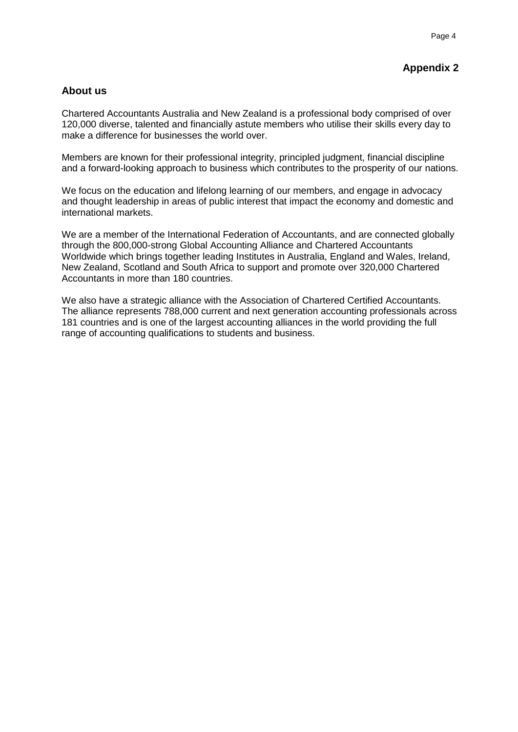**Appendix 2**

## About us

Chartered Accountants Australia and New Zealand is a professional body comprised of over 120,000 diverse, talented and financially astute members who utilise their skills every day to make a difference for businesses the world over.

Members are known for their professional integrity, principled judgment, financial discipline and a forward-looking approach to business which contributes to the prosperity of our nations.

We focus on the education and lifelong learning of our members, and engage in advocacy and thought leadership in areas of public interest that impact the economy and domestic and international markets.

We are a member of the International Federation of Accountants, and are connected globally through the 800,000-strong Global Accounting Alliance and Chartered Accountants Worldwide which brings together leading Institutes in Australia, England and Wales, Ireland, New Zealand, Scotland and South Africa to support and promote over 320,000 Chartered Accountants in more than 180 countries.

We also have a strategic alliance with the Association of Chartered Certified Accountants. The alliance represents 788,000 current and next generation accounting professionals across 181 countries and is one of the largest accounting alliances in the world providing the full range of accounting qualifications to students and business.